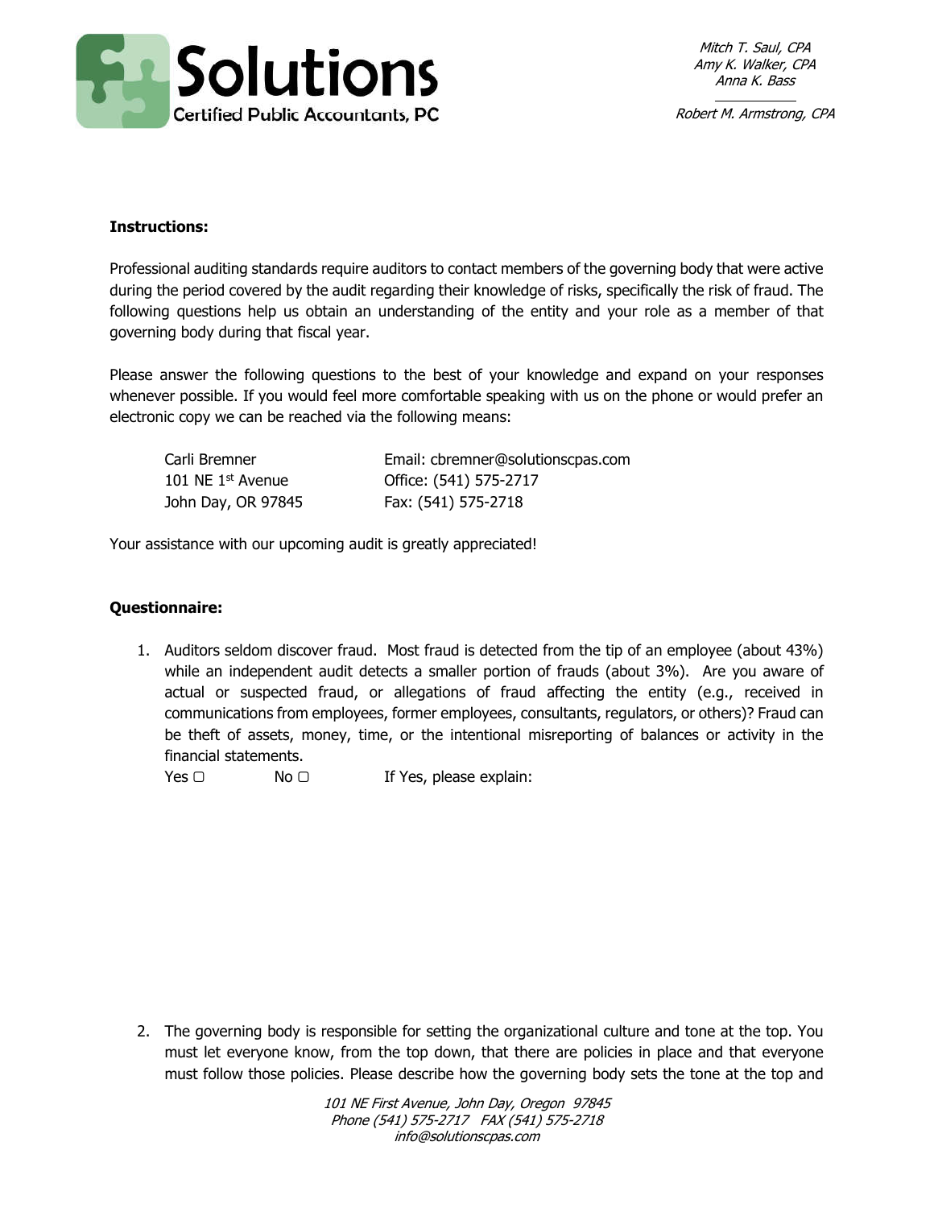Mitch T. Saul, CPA
Amy K. Walker, CPA
Anna K. Bass

Robert M. Armstrong, CPA

**Instructions:**

Professional auditing standards require auditors to contact members of the governing body that were active during the period covered by the audit regarding their knowledge of risks, specifically the risk of fraud. The following questions help us obtain an understanding of the entity and your role as a member of that governing body during that fiscal year.

Please answer the following questions to the best of your knowledge and expand on your responses whenever possible. If you would feel more comfortable speaking with us on the phone or would prefer an electronic copy we can be reached via the following means:

| | |
|---|---|
| Carli Bremner | Email: cbremner@solutionscpas.com |
| 101 NE 1st Avenue | Office: (541) 575-2717 |
| John Day, OR 97845 | Fax: (541) 575-2718 |

Your assistance with our upcoming audit is greatly appreciated!

**Questionnaire:**

1. Auditors seldom discover fraud. Most fraud is detected from the tip of an employee (about 43%) while an independent audit detects a smaller portion of frauds (about 3%). Are you aware of actual or suspected fraud, or allegations of fraud affecting the entity (e.g., received in communications from employees, former employees, consultants, regulators, or others)? Fraud can be theft of assets, money, time, or the intentional misreporting of balances or activity in the financial statements.

   Yes ▢ No ▢ If Yes, please explain:

2. The governing body is responsible for setting the organizational culture and tone at the top. You must let everyone know, from the top down, that there are policies in place and that everyone must follow those policies. Please describe how the governing body sets the tone at the top and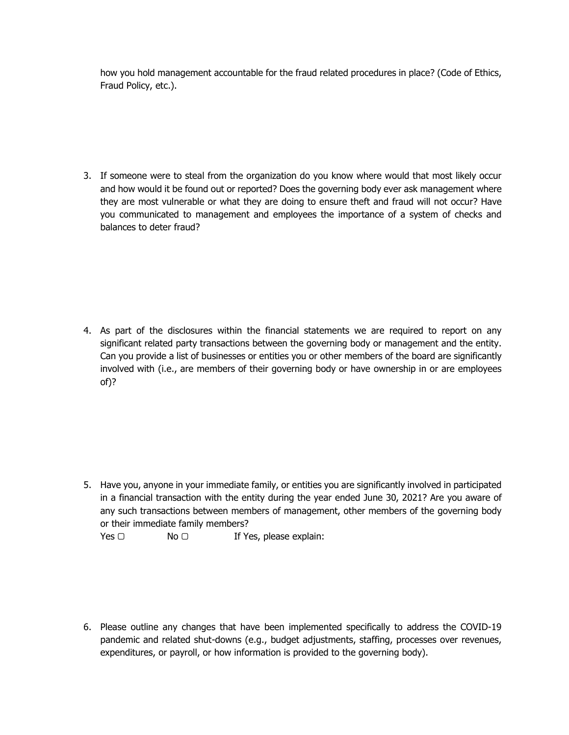how you hold management accountable for the fraud related procedures in place? (Code of Ethics, Fraud Policy, etc.).

3. If someone were to steal from the organization do you know where would that most likely occur and how would it be found out or reported? Does the governing body ever ask management where they are most vulnerable or what they are doing to ensure theft and fraud will not occur? Have you communicated to management and employees the importance of a system of checks and balances to deter fraud?

4. As part of the disclosures within the financial statements we are required to report on any significant related party transactions between the governing body or management and the entity. Can you provide a list of businesses or entities you or other members of the board are significantly involved with (i.e., are members of their governing body or have ownership in or are employees of)?

5. Have you, anyone in your immediate family, or entities you are significantly involved in participated in a financial transaction with the entity during the year ended June 30, 2021? Are you aware of any such transactions between members of management, other members of the governing body or their immediate family members?

   Yes ▢ No ▢ If Yes, please explain:

6. Please outline any changes that have been implemented specifically to address the COVID-19 pandemic and related shut-downs (e.g., budget adjustments, staffing, processes over revenues, expenditures, or payroll, or how information is provided to the governing body).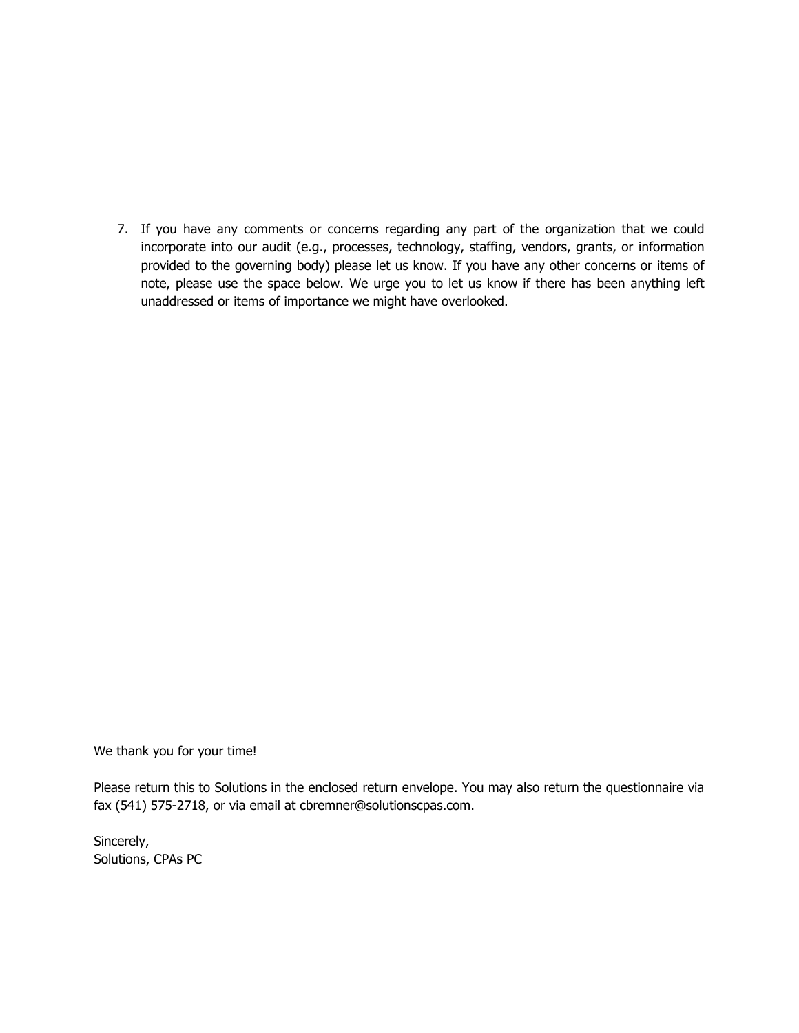7. If you have any comments or concerns regarding any part of the organization that we could incorporate into our audit (e.g., processes, technology, staffing, vendors, grants, or information provided to the governing body) please let us know. If you have any other concerns or items of note, please use the space below. We urge you to let us know if there has been anything left unaddressed or items of importance we might have overlooked.

We thank you for your time!

Please return this to Solutions in the enclosed return envelope. You may also return the questionnaire via fax (541) 575-2718, or via email at cbremner@solutionscpas.com.

Sincerely,
Solutions, CPAs PC